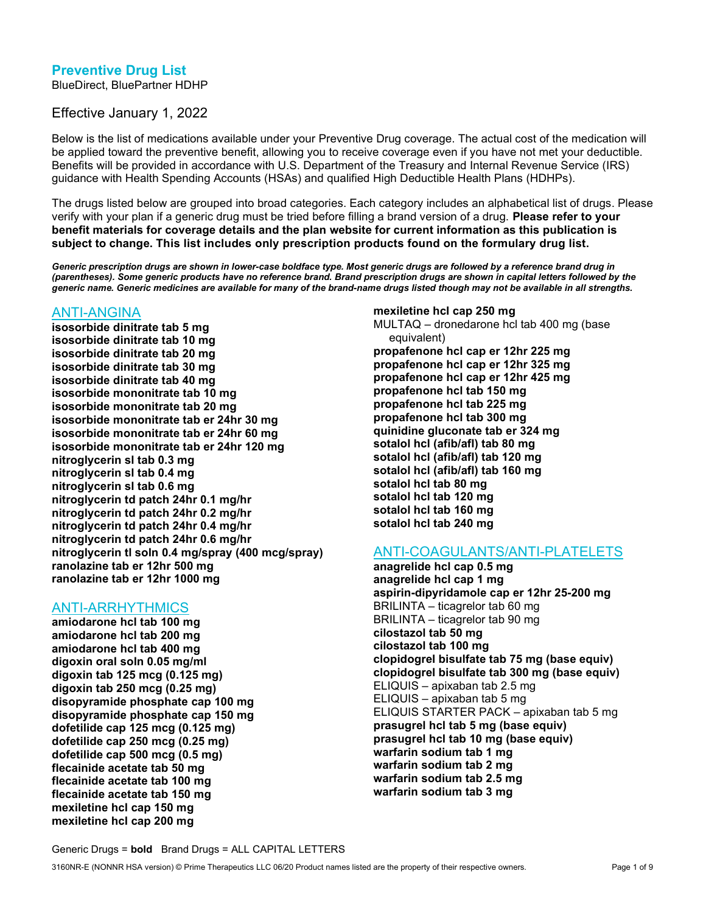# Preventive Drug List

BlueDirect, BluePartner HDHP

Effective January 1, 2022

Below is the list of medications available under your Preventive Drug coverage. The actual cost of the medication will be applied toward the preventive benefit, allowing you to receive coverage even if you have not met your deductible. Benefits will be provided in accordance with U.S. Department of the Treasury and Internal Revenue Service (IRS) guidance with Health Spending Accounts (HSAs) and qualified High Deductible Health Plans (HDHPs).

The drugs listed below are grouped into broad categories. Each category includes an alphabetical list of drugs. Please verify with your plan if a generic drug must be tried before filling a brand version of a drug. **Please refer to your benefit materials for coverage details and the plan website for current information as this publication is subject to change. This list includes only prescription products found on the formulary drug list.**

***Generic prescription drugs are shown in lower-case boldface type. Most generic drugs are followed by a reference brand drug in (parentheses). Some generic products have no reference brand. Brand prescription drugs are shown in capital letters followed by the generic name. Generic medicines are available for many of the brand-name drugs listed though may not be available in all strengths.***

## ANTI-ANGINA

**isosorbide dinitrate tab 5 mg**
**isosorbide dinitrate tab 10 mg**
**isosorbide dinitrate tab 20 mg**
**isosorbide dinitrate tab 30 mg**
**isosorbide dinitrate tab 40 mg**
**isosorbide mononitrate tab 10 mg**
**isosorbide mononitrate tab 20 mg**
**isosorbide mononitrate tab er 24hr 30 mg**
**isosorbide mononitrate tab er 24hr 60 mg**
**isosorbide mononitrate tab er 24hr 120 mg**
**nitroglycerin sl tab 0.3 mg**
**nitroglycerin sl tab 0.4 mg**
**nitroglycerin sl tab 0.6 mg**
**nitroglycerin td patch 24hr 0.1 mg/hr**
**nitroglycerin td patch 24hr 0.2 mg/hr**
**nitroglycerin td patch 24hr 0.4 mg/hr**
**nitroglycerin td patch 24hr 0.6 mg/hr**
**nitroglycerin tl soln 0.4 mg/spray (400 mcg/spray)**
**ranolazine tab er 12hr 500 mg**
**ranolazine tab er 12hr 1000 mg**

## ANTI-ARRHYTHMICS

**amiodarone hcl tab 100 mg**
**amiodarone hcl tab 200 mg**
**amiodarone hcl tab 400 mg**
**digoxin oral soln 0.05 mg/ml**
**digoxin tab 125 mcg (0.125 mg)**
**digoxin tab 250 mcg (0.25 mg)**
**disopyramide phosphate cap 100 mg**
**disopyramide phosphate cap 150 mg**
**dofetilide cap 125 mcg (0.125 mg)**
**dofetilide cap 250 mcg (0.25 mg)**
**dofetilide cap 500 mcg (0.5 mg)**
**flecainide acetate tab 50 mg**
**flecainide acetate tab 100 mg**
**flecainide acetate tab 150 mg**
**mexiletine hcl cap 150 mg**
**mexiletine hcl cap 200 mg**
**mexiletine hcl cap 250 mg**
MULTAQ – dronedarone hcl tab 400 mg (base equivalent)
**propafenone hcl cap er 12hr 225 mg**
**propafenone hcl cap er 12hr 325 mg**
**propafenone hcl cap er 12hr 425 mg**
**propafenone hcl tab 150 mg**
**propafenone hcl tab 225 mg**
**propafenone hcl tab 300 mg**
**quinidine gluconate tab er 324 mg**
**sotalol hcl (afib/afl) tab 80 mg**
**sotalol hcl (afib/afl) tab 120 mg**
**sotalol hcl (afib/afl) tab 160 mg**
**sotalol hcl tab 80 mg**
**sotalol hcl tab 120 mg**
**sotalol hcl tab 160 mg**
**sotalol hcl tab 240 mg**

## ANTI-COAGULANTS/ANTI-PLATELETS

**anagrelide hcl cap 0.5 mg**
**anagrelide hcl cap 1 mg**
**aspirin-dipyridamole cap er 12hr 25-200 mg**
BRILINTA – ticagrelor tab 60 mg
BRILINTA – ticagrelor tab 90 mg
**cilostazol tab 50 mg**
**cilostazol tab 100 mg**
**clopidogrel bisulfate tab 75 mg (base equiv)**
**clopidogrel bisulfate tab 300 mg (base equiv)**
ELIQUIS – apixaban tab 2.5 mg
ELIQUIS – apixaban tab 5 mg
ELIQUIS STARTER PACK – apixaban tab 5 mg
**prasugrel hcl tab 5 mg (base equiv)**
**prasugrel hcl tab 10 mg (base equiv)**
**warfarin sodium tab 1 mg**
**warfarin sodium tab 2 mg**
**warfarin sodium tab 2.5 mg**
**warfarin sodium tab 3 mg**

Generic Drugs = **bold** Brand Drugs = ALL CAPITAL LETTERS

3160NR-E (NONNR HSA version) © Prime Therapeutics LLC 06/20 Product names listed are the property of their respective owners.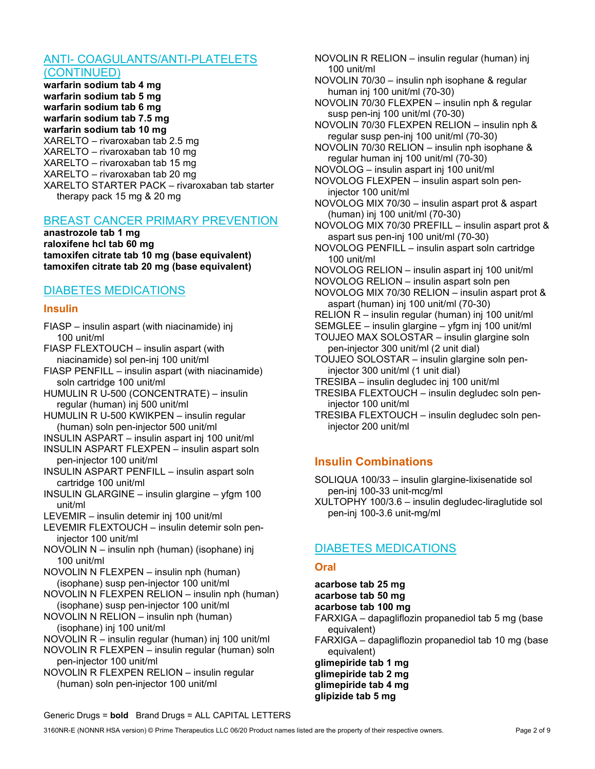## ANTI- COAGULANTS/ANTI-PLATELETS (CONTINUED)

**warfarin sodium tab 4 mg**
**warfarin sodium tab 5 mg**
**warfarin sodium tab 6 mg**
**warfarin sodium tab 7.5 mg**
**warfarin sodium tab 10 mg**
XARELTO – rivaroxaban tab 2.5 mg
XARELTO – rivaroxaban tab 10 mg
XARELTO – rivaroxaban tab 15 mg
XARELTO – rivaroxaban tab 20 mg
XARELTO STARTER PACK – rivaroxaban tab starter therapy pack 15 mg & 20 mg

## BREAST CANCER PRIMARY PREVENTION

**anastrozole tab 1 mg**
**raloxifene hcl tab 60 mg**
**tamoxifen citrate tab 10 mg (base equivalent)**
**tamoxifen citrate tab 20 mg (base equivalent)**

## DIABETES MEDICATIONS

### Insulin

FIASP – insulin aspart (with niacinamide) inj 100 unit/ml
FIASP FLEXTOUCH – insulin aspart (with niacinamide) sol pen-inj 100 unit/ml
FIASP PENFILL – insulin aspart (with niacinamide) soln cartridge 100 unit/ml
HUMULIN R U-500 (CONCENTRATE) – insulin regular (human) inj 500 unit/ml
HUMULIN R U-500 KWIKPEN – insulin regular (human) soln pen-injector 500 unit/ml
INSULIN ASPART – insulin aspart inj 100 unit/ml
INSULIN ASPART FLEXPEN – insulin aspart soln pen-injector 100 unit/ml
INSULIN ASPART PENFILL – insulin aspart soln cartridge 100 unit/ml
INSULIN GLARGINE – insulin glargine – yfgm 100 unit/ml
LEVEMIR – insulin detemir inj 100 unit/ml
LEVEMIR FLEXTOUCH – insulin detemir soln pen-injector 100 unit/ml
NOVOLIN N – insulin nph (human) (isophane) inj 100 unit/ml
NOVOLIN N FLEXPEN – insulin nph (human) (isophane) susp pen-injector 100 unit/ml
NOVOLIN N FLEXPEN RELION – insulin nph (human) (isophane) susp pen-injector 100 unit/ml
NOVOLIN N RELION – insulin nph (human) (isophane) inj 100 unit/ml
NOVOLIN R – insulin regular (human) inj 100 unit/ml
NOVOLIN R FLEXPEN – insulin regular (human) soln pen-injector 100 unit/ml
NOVOLIN R FLEXPEN RELION – insulin regular (human) soln pen-injector 100 unit/ml
NOVOLIN R RELION – insulin regular (human) inj 100 unit/ml
NOVOLIN 70/30 – insulin nph isophane & regular human inj 100 unit/ml (70-30)
NOVOLIN 70/30 FLEXPEN – insulin nph & regular susp pen-inj 100 unit/ml (70-30)
NOVOLIN 70/30 FLEXPEN RELION – insulin nph & regular susp pen-inj 100 unit/ml (70-30)
NOVOLIN 70/30 RELION – insulin nph isophane & regular human inj 100 unit/ml (70-30)
NOVOLOG – insulin aspart inj 100 unit/ml
NOVOLOG FLEXPEN – insulin aspart soln pen-injector 100 unit/ml
NOVOLOG MIX 70/30 – insulin aspart prot & aspart (human) inj 100 unit/ml (70-30)
NOVOLOG MIX 70/30 PREFILL – insulin aspart prot & aspart sus pen-inj 100 unit/ml (70-30)
NOVOLOG PENFILL – insulin aspart soln cartridge 100 unit/ml
NOVOLOG RELION – insulin aspart inj 100 unit/ml
NOVOLOG RELION – insulin aspart soln pen
NOVOLOG MIX 70/30 RELION – insulin aspart prot & aspart (human) inj 100 unit/ml (70-30)
RELION R – insulin regular (human) inj 100 unit/ml
SEMGLEE – insulin glargine – yfgm inj 100 unit/ml
TOUJEO MAX SOLOSTAR – insulin glargine soln pen-injector 300 unit/ml (2 unit dial)
TOUJEO SOLOSTAR – insulin glargine soln pen-injector 300 unit/ml (1 unit dial)
TRESIBA – insulin degludec inj 100 unit/ml
TRESIBA FLEXTOUCH – insulin degludec soln pen-injector 100 unit/ml
TRESIBA FLEXTOUCH – insulin degludec soln pen-injector 200 unit/ml

### Insulin Combinations

SOLIQUA 100/33 – insulin glargine-lixisenatide sol pen-inj 100-33 unit-mcg/ml
XULTOPHY 100/3.6 – insulin degludec-liraglutide sol pen-inj 100-3.6 unit-mg/ml

## DIABETES MEDICATIONS

### Oral

**acarbose tab 25 mg**
**acarbose tab 50 mg**
**acarbose tab 100 mg**
FARXIGA – dapagliflozin propanediol tab 5 mg (base equivalent)
FARXIGA – dapagliflozin propanediol tab 10 mg (base equivalent)
**glimepiride tab 1 mg**
**glimepiride tab 2 mg**
**glimepiride tab 4 mg**
**glipizide tab 5 mg**

Generic Drugs = **bold** Brand Drugs = ALL CAPITAL LETTERS

3160NR-E (NONNR HSA version) © Prime Therapeutics LLC 06/20 Product names listed are the property of their respective owners.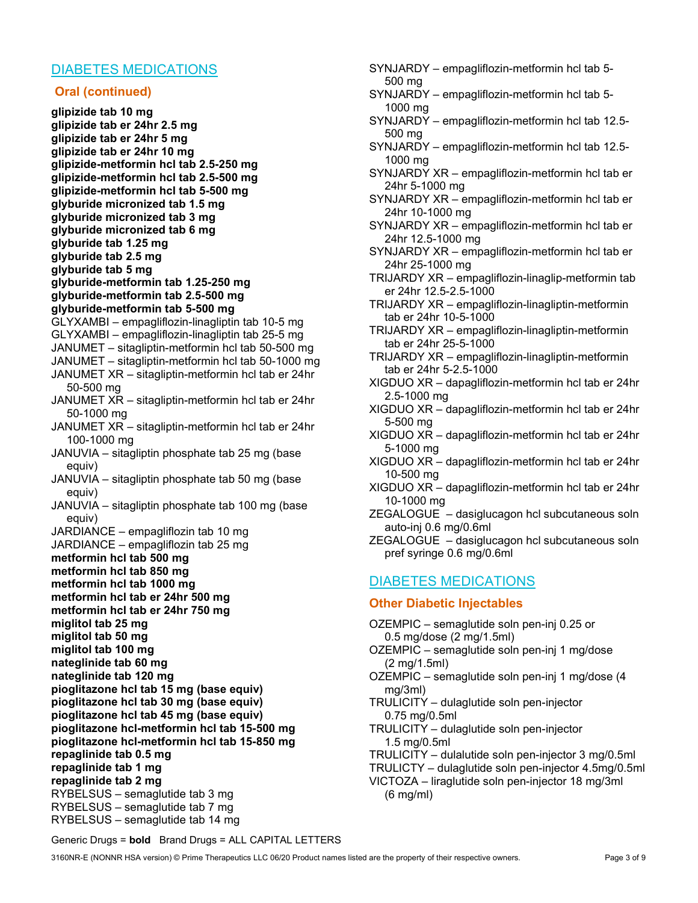## DIABETES MEDICATIONS

### Oral (continued)

**glipizide tab 10 mg**
**glipizide tab er 24hr 2.5 mg**
**glipizide tab er 24hr 5 mg**
**glipizide tab er 24hr 10 mg**
**glipizide-metformin hcl tab 2.5-250 mg**
**glipizide-metformin hcl tab 2.5-500 mg**
**glipizide-metformin hcl tab 5-500 mg**
**glyburide micronized tab 1.5 mg**
**glyburide micronized tab 3 mg**
**glyburide micronized tab 6 mg**
**glyburide tab 1.25 mg**
**glyburide tab 2.5 mg**
**glyburide tab 5 mg**
**glyburide-metformin tab 1.25-250 mg**
**glyburide-metformin tab 2.5-500 mg**
**glyburide-metformin tab 5-500 mg**
GLYXAMBI – empagliflozin-linagliptin tab 10-5 mg
GLYXAMBI – empagliflozin-linagliptin tab 25-5 mg
JANUMET – sitagliptin-metformin hcl tab 50-500 mg
JANUMET – sitagliptin-metformin hcl tab 50-1000 mg
JANUMET XR – sitagliptin-metformin hcl tab er 24hr 50-500 mg
JANUMET XR – sitagliptin-metformin hcl tab er 24hr 50-1000 mg
JANUMET XR – sitagliptin-metformin hcl tab er 24hr 100-1000 mg
JANUVIA – sitagliptin phosphate tab 25 mg (base equiv)
JANUVIA – sitagliptin phosphate tab 50 mg (base equiv)
JANUVIA – sitagliptin phosphate tab 100 mg (base equiv)
JARDIANCE – empagliflozin tab 10 mg
JARDIANCE – empagliflozin tab 25 mg
**metformin hcl tab 500 mg**
**metformin hcl tab 850 mg**
**metformin hcl tab 1000 mg**
**metformin hcl tab er 24hr 500 mg**
**metformin hcl tab er 24hr 750 mg**
**miglitol tab 25 mg**
**miglitol tab 50 mg**
**miglitol tab 100 mg**
**nateglinide tab 60 mg**
**nateglinide tab 120 mg**
**pioglitazone hcl tab 15 mg (base equiv)**
**pioglitazone hcl tab 30 mg (base equiv)**
**pioglitazone hcl tab 45 mg (base equiv)**
**pioglitazone hcl-metformin hcl tab 15-500 mg**
**pioglitazone hcl-metformin hcl tab 15-850 mg**
**repaglinide tab 0.5 mg**
**repaglinide tab 1 mg**
**repaglinide tab 2 mg**
RYBELSUS – semaglutide tab 3 mg
RYBELSUS – semaglutide tab 7 mg
RYBELSUS – semaglutide tab 14 mg
SYNJARDY – empagliflozin-metformin hcl tab 5-500 mg
SYNJARDY – empagliflozin-metformin hcl tab 5-1000 mg
SYNJARDY – empagliflozin-metformin hcl tab 12.5-500 mg
SYNJARDY – empagliflozin-metformin hcl tab 12.5-1000 mg
SYNJARDY XR – empagliflozin-metformin hcl tab er 24hr 5-1000 mg
SYNJARDY XR – empagliflozin-metformin hcl tab er 24hr 10-1000 mg
SYNJARDY XR – empagliflozin-metformin hcl tab er 24hr 12.5-1000 mg
SYNJARDY XR – empagliflozin-metformin hcl tab er 24hr 25-1000 mg
TRIJARDY XR – empagliflozin-linaglip-metformin tab er 24hr 12.5-2.5-1000
TRIJARDY XR – empagliflozin-linagliptin-metformin tab er 24hr 10-5-1000
TRIJARDY XR – empagliflozin-linagliptin-metformin tab er 24hr 25-5-1000
TRIJARDY XR – empagliflozin-linagliptin-metformin tab er 24hr 5-2.5-1000
XIGDUO XR – dapagliflozin-metformin hcl tab er 24hr 2.5-1000 mg
XIGDUO XR – dapagliflozin-metformin hcl tab er 24hr 5-500 mg
XIGDUO XR – dapagliflozin-metformin hcl tab er 24hr 5-1000 mg
XIGDUO XR – dapagliflozin-metformin hcl tab er 24hr 10-500 mg
XIGDUO XR – dapagliflozin-metformin hcl tab er 24hr 10-1000 mg
ZEGALOGUE – dasiglucagon hcl subcutaneous soln auto-inj 0.6 mg/0.6ml
ZEGALOGUE – dasiglucagon hcl subcutaneous soln pref syringe 0.6 mg/0.6ml

## DIABETES MEDICATIONS

### Other Diabetic Injectables

OZEMPIC – semaglutide soln pen-inj 0.25 or 0.5 mg/dose (2 mg/1.5ml)
OZEMPIC – semaglutide soln pen-inj 1 mg/dose (2 mg/1.5ml)
OZEMPIC – semaglutide soln pen-inj 1 mg/dose (4 mg/3ml)
TRULICITY – dulaglutide soln pen-injector 0.75 mg/0.5ml
TRULICITY – dulaglutide soln pen-injector 1.5 mg/0.5ml
TRULICITY – dulalutide soln pen-injector 3 mg/0.5ml
TRULICTY – dulaglutide soln pen-injector 4.5mg/0.5ml
VICTOZA – liraglutide soln pen-injector 18 mg/3ml (6 mg/ml)

Generic Drugs = **bold** Brand Drugs = ALL CAPITAL LETTERS

3160NR-E (NONNR HSA version) © Prime Therapeutics LLC 06/20 Product names listed are the property of their respective owners.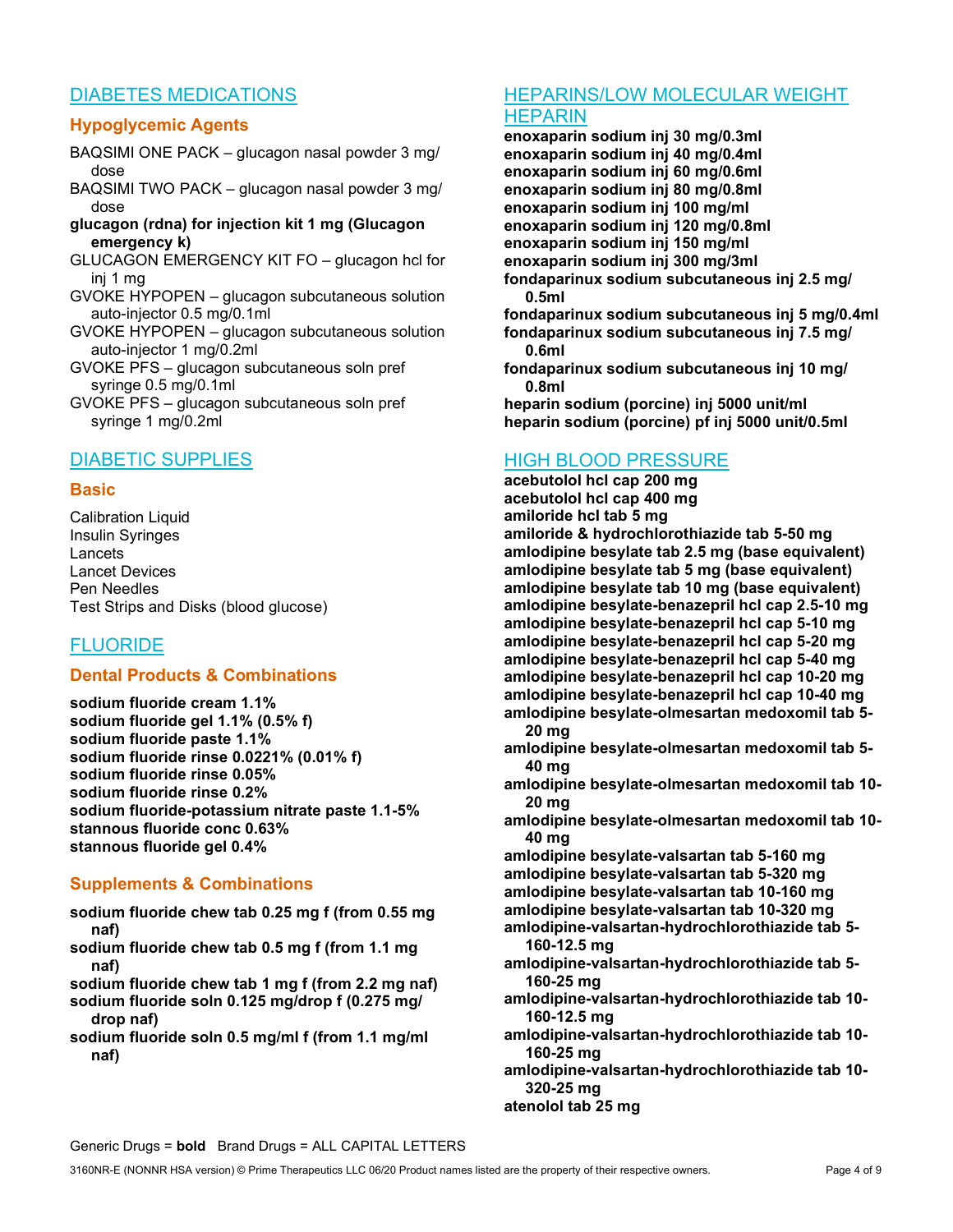## DIABETES MEDICATIONS

### Hypoglycemic Agents

BAQSIMI ONE PACK – glucagon nasal powder 3 mg/ dose
BAQSIMI TWO PACK – glucagon nasal powder 3 mg/ dose
**glucagon (rdna) for injection kit 1 mg (Glucagon emergency k)**
GLUCAGON EMERGENCY KIT FO – glucagon hcl for inj 1 mg
GVOKE HYPOPEN – glucagon subcutaneous solution auto-injector 0.5 mg/0.1ml
GVOKE HYPOPEN – glucagon subcutaneous solution auto-injector 1 mg/0.2ml
GVOKE PFS – glucagon subcutaneous soln pref syringe 0.5 mg/0.1ml
GVOKE PFS – glucagon subcutaneous soln pref syringe 1 mg/0.2ml

## DIABETIC SUPPLIES

### Basic

Calibration Liquid
Insulin Syringes
Lancets
Lancet Devices
Pen Needles
Test Strips and Disks (blood glucose)

## FLUORIDE

### Dental Products & Combinations

**sodium fluoride cream 1.1%**
**sodium fluoride gel 1.1% (0.5% f)**
**sodium fluoride paste 1.1%**
**sodium fluoride rinse 0.0221% (0.01% f)**
**sodium fluoride rinse 0.05%**
**sodium fluoride rinse 0.2%**
**sodium fluoride-potassium nitrate paste 1.1-5%**
**stannous fluoride conc 0.63%**
**stannous fluoride gel 0.4%**

### Supplements & Combinations

**sodium fluoride chew tab 0.25 mg f (from 0.55 mg naf)**
**sodium fluoride chew tab 0.5 mg f (from 1.1 mg naf)**
**sodium fluoride chew tab 1 mg f (from 2.2 mg naf)**
**sodium fluoride soln 0.125 mg/drop f (0.275 mg/ drop naf)**
**sodium fluoride soln 0.5 mg/ml f (from 1.1 mg/ml naf)**

## HEPARINS/LOW MOLECULAR WEIGHT HEPARIN

**enoxaparin sodium inj 30 mg/0.3ml**
**enoxaparin sodium inj 40 mg/0.4ml**
**enoxaparin sodium inj 60 mg/0.6ml**
**enoxaparin sodium inj 80 mg/0.8ml**
**enoxaparin sodium inj 100 mg/ml**
**enoxaparin sodium inj 120 mg/0.8ml**
**enoxaparin sodium inj 150 mg/ml**
**enoxaparin sodium inj 300 mg/3ml**
**fondaparinux sodium subcutaneous inj 2.5 mg/ 0.5ml**
**fondaparinux sodium subcutaneous inj 5 mg/0.4ml**
**fondaparinux sodium subcutaneous inj 7.5 mg/ 0.6ml**
**fondaparinux sodium subcutaneous inj 10 mg/ 0.8ml**
**heparin sodium (porcine) inj 5000 unit/ml**
**heparin sodium (porcine) pf inj 5000 unit/0.5ml**

## HIGH BLOOD PRESSURE

**acebutolol hcl cap 200 mg**
**acebutolol hcl cap 400 mg**
**amiloride hcl tab 5 mg**
**amiloride & hydrochlorothiazide tab 5-50 mg**
**amlodipine besylate tab 2.5 mg (base equivalent)**
**amlodipine besylate tab 5 mg (base equivalent)**
**amlodipine besylate tab 10 mg (base equivalent)**
**amlodipine besylate-benazepril hcl cap 2.5-10 mg**
**amlodipine besylate-benazepril hcl cap 5-10 mg**
**amlodipine besylate-benazepril hcl cap 5-20 mg**
**amlodipine besylate-benazepril hcl cap 5-40 mg**
**amlodipine besylate-benazepril hcl cap 10-20 mg**
**amlodipine besylate-benazepril hcl cap 10-40 mg**
**amlodipine besylate-olmesartan medoxomil tab 5-20 mg**
**amlodipine besylate-olmesartan medoxomil tab 5-40 mg**
**amlodipine besylate-olmesartan medoxomil tab 10-20 mg**
**amlodipine besylate-olmesartan medoxomil tab 10-40 mg**
**amlodipine besylate-valsartan tab 5-160 mg**
**amlodipine besylate-valsartan tab 5-320 mg**
**amlodipine besylate-valsartan tab 10-160 mg**
**amlodipine besylate-valsartan tab 10-320 mg**
**amlodipine-valsartan-hydrochlorothiazide tab 5-160-12.5 mg**
**amlodipine-valsartan-hydrochlorothiazide tab 5-160-25 mg**
**amlodipine-valsartan-hydrochlorothiazide tab 10-160-12.5 mg**
**amlodipine-valsartan-hydrochlorothiazide tab 10-160-25 mg**
**amlodipine-valsartan-hydrochlorothiazide tab 10-320-25 mg**
**atenolol tab 25 mg**

Generic Drugs = **bold** Brand Drugs = ALL CAPITAL LETTERS

3160NR-E (NONNR HSA version) © Prime Therapeutics LLC 06/20 Product names listed are the property of their respective owners.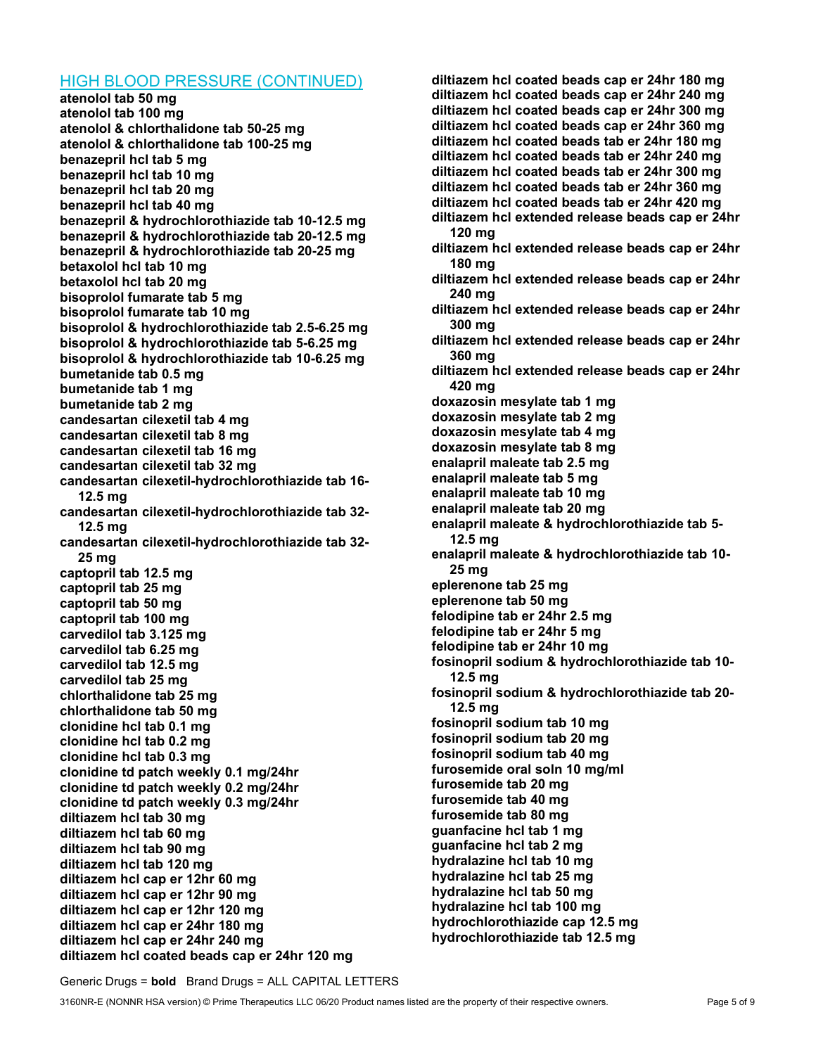## HIGH BLOOD PRESSURE (CONTINUED)

**atenolol tab 50 mg**
**atenolol tab 100 mg**
**atenolol & chlorthalidone tab 50-25 mg**
**atenolol & chlorthalidone tab 100-25 mg**
**benazepril hcl tab 5 mg**
**benazepril hcl tab 10 mg**
**benazepril hcl tab 20 mg**
**benazepril hcl tab 40 mg**
**benazepril & hydrochlorothiazide tab 10-12.5 mg**
**benazepril & hydrochlorothiazide tab 20-12.5 mg**
**benazepril & hydrochlorothiazide tab 20-25 mg**
**betaxolol hcl tab 10 mg**
**betaxolol hcl tab 20 mg**
**bisoprolol fumarate tab 5 mg**
**bisoprolol fumarate tab 10 mg**
**bisoprolol & hydrochlorothiazide tab 2.5-6.25 mg**
**bisoprolol & hydrochlorothiazide tab 5-6.25 mg**
**bisoprolol & hydrochlorothiazide tab 10-6.25 mg**
**bumetanide tab 0.5 mg**
**bumetanide tab 1 mg**
**bumetanide tab 2 mg**
**candesartan cilexetil tab 4 mg**
**candesartan cilexetil tab 8 mg**
**candesartan cilexetil tab 16 mg**
**candesartan cilexetil tab 32 mg**
**candesartan cilexetil-hydrochlorothiazide tab 16-12.5 mg**
**candesartan cilexetil-hydrochlorothiazide tab 32-12.5 mg**
**candesartan cilexetil-hydrochlorothiazide tab 32-25 mg**
**captopril tab 12.5 mg**
**captopril tab 25 mg**
**captopril tab 50 mg**
**captopril tab 100 mg**
**carvedilol tab 3.125 mg**
**carvedilol tab 6.25 mg**
**carvedilol tab 12.5 mg**
**carvedilol tab 25 mg**
**chlorthalidone tab 25 mg**
**chlorthalidone tab 50 mg**
**clonidine hcl tab 0.1 mg**
**clonidine hcl tab 0.2 mg**
**clonidine hcl tab 0.3 mg**
**clonidine td patch weekly 0.1 mg/24hr**
**clonidine td patch weekly 0.2 mg/24hr**
**clonidine td patch weekly 0.3 mg/24hr**
**diltiazem hcl tab 30 mg**
**diltiazem hcl tab 60 mg**
**diltiazem hcl tab 90 mg**
**diltiazem hcl tab 120 mg**
**diltiazem hcl cap er 12hr 60 mg**
**diltiazem hcl cap er 12hr 90 mg**
**diltiazem hcl cap er 12hr 120 mg**
**diltiazem hcl cap er 24hr 180 mg**
**diltiazem hcl cap er 24hr 240 mg**
**diltiazem hcl coated beads cap er 24hr 120 mg**
**diltiazem hcl coated beads cap er 24hr 180 mg**
**diltiazem hcl coated beads cap er 24hr 240 mg**
**diltiazem hcl coated beads cap er 24hr 300 mg**
**diltiazem hcl coated beads cap er 24hr 360 mg**
**diltiazem hcl coated beads tab er 24hr 180 mg**
**diltiazem hcl coated beads tab er 24hr 240 mg**
**diltiazem hcl coated beads tab er 24hr 300 mg**
**diltiazem hcl coated beads tab er 24hr 360 mg**
**diltiazem hcl coated beads tab er 24hr 420 mg**
**diltiazem hcl extended release beads cap er 24hr 120 mg**
**diltiazem hcl extended release beads cap er 24hr 180 mg**
**diltiazem hcl extended release beads cap er 24hr 240 mg**
**diltiazem hcl extended release beads cap er 24hr 300 mg**
**diltiazem hcl extended release beads cap er 24hr 360 mg**
**diltiazem hcl extended release beads cap er 24hr 420 mg**
**doxazosin mesylate tab 1 mg**
**doxazosin mesylate tab 2 mg**
**doxazosin mesylate tab 4 mg**
**doxazosin mesylate tab 8 mg**
**enalapril maleate tab 2.5 mg**
**enalapril maleate tab 5 mg**
**enalapril maleate tab 10 mg**
**enalapril maleate tab 20 mg**
**enalapril maleate & hydrochlorothiazide tab 5-12.5 mg**
**enalapril maleate & hydrochlorothiazide tab 10-25 mg**
**eplerenone tab 25 mg**
**eplerenone tab 50 mg**
**felodipine tab er 24hr 2.5 mg**
**felodipine tab er 24hr 5 mg**
**felodipine tab er 24hr 10 mg**
**fosinopril sodium & hydrochlorothiazide tab 10-12.5 mg**
**fosinopril sodium & hydrochlorothiazide tab 20-12.5 mg**
**fosinopril sodium tab 10 mg**
**fosinopril sodium tab 20 mg**
**fosinopril sodium tab 40 mg**
**furosemide oral soln 10 mg/ml**
**furosemide tab 20 mg**
**furosemide tab 40 mg**
**furosemide tab 80 mg**
**guanfacine hcl tab 1 mg**
**guanfacine hcl tab 2 mg**
**hydralazine hcl tab 10 mg**
**hydralazine hcl tab 25 mg**
**hydralazine hcl tab 50 mg**
**hydralazine hcl tab 100 mg**
**hydrochlorothiazide cap 12.5 mg**
**hydrochlorothiazide tab 12.5 mg**

Generic Drugs = **bold** Brand Drugs = ALL CAPITAL LETTERS

3160NR-E (NONNR HSA version) © Prime Therapeutics LLC 06/20 Product names listed are the property of their respective owners.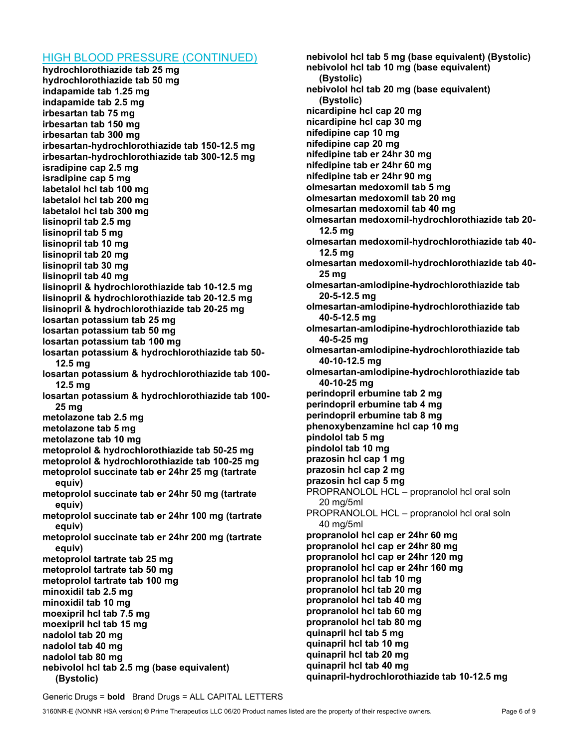## HIGH BLOOD PRESSURE (CONTINUED)

**hydrochlorothiazide tab 25 mg**
**hydrochlorothiazide tab 50 mg**
**indapamide tab 1.25 mg**
**indapamide tab 2.5 mg**
**irbesartan tab 75 mg**
**irbesartan tab 150 mg**
**irbesartan tab 300 mg**
**irbesartan-hydrochlorothiazide tab 150-12.5 mg**
**irbesartan-hydrochlorothiazide tab 300-12.5 mg**
**isradipine cap 2.5 mg**
**isradipine cap 5 mg**
**labetalol hcl tab 100 mg**
**labetalol hcl tab 200 mg**
**labetalol hcl tab 300 mg**
**lisinopril tab 2.5 mg**
**lisinopril tab 5 mg**
**lisinopril tab 10 mg**
**lisinopril tab 20 mg**
**lisinopril tab 30 mg**
**lisinopril tab 40 mg**
**lisinopril & hydrochlorothiazide tab 10-12.5 mg**
**lisinopril & hydrochlorothiazide tab 20-12.5 mg**
**lisinopril & hydrochlorothiazide tab 20-25 mg**
**losartan potassium tab 25 mg**
**losartan potassium tab 50 mg**
**losartan potassium tab 100 mg**
**losartan potassium & hydrochlorothiazide tab 50-12.5 mg**
**losartan potassium & hydrochlorothiazide tab 100-12.5 mg**
**losartan potassium & hydrochlorothiazide tab 100-25 mg**
**metolazone tab 2.5 mg**
**metolazone tab 5 mg**
**metolazone tab 10 mg**
**metoprolol & hydrochlorothiazide tab 50-25 mg**
**metoprolol & hydrochlorothiazide tab 100-25 mg**
**metoprolol succinate tab er 24hr 25 mg (tartrate equiv)**
**metoprolol succinate tab er 24hr 50 mg (tartrate equiv)**
**metoprolol succinate tab er 24hr 100 mg (tartrate equiv)**
**metoprolol succinate tab er 24hr 200 mg (tartrate equiv)**
**metoprolol tartrate tab 25 mg**
**metoprolol tartrate tab 50 mg**
**metoprolol tartrate tab 100 mg**
**minoxidil tab 2.5 mg**
**minoxidil tab 10 mg**
**moexipril hcl tab 7.5 mg**
**moexipril hcl tab 15 mg**
**nadolol tab 20 mg**
**nadolol tab 40 mg**
**nadolol tab 80 mg**
**nebivolol hcl tab 2.5 mg (base equivalent) (Bystolic)**
**nebivolol hcl tab 5 mg (base equivalent) (Bystolic)**
**nebivolol hcl tab 10 mg (base equivalent) (Bystolic)**
**nebivolol hcl tab 20 mg (base equivalent) (Bystolic)**
**nicardipine hcl cap 20 mg**
**nicardipine hcl cap 30 mg**
**nifedipine cap 10 mg**
**nifedipine cap 20 mg**
**nifedipine tab er 24hr 30 mg**
**nifedipine tab er 24hr 60 mg**
**nifedipine tab er 24hr 90 mg**
**olmesartan medoxomil tab 5 mg**
**olmesartan medoxomil tab 20 mg**
**olmesartan medoxomil tab 40 mg**
**olmesartan medoxomil-hydrochlorothiazide tab 20-12.5 mg**
**olmesartan medoxomil-hydrochlorothiazide tab 40-12.5 mg**
**olmesartan medoxomil-hydrochlorothiazide tab 40-25 mg**
**olmesartan-amlodipine-hydrochlorothiazide tab 20-5-12.5 mg**
**olmesartan-amlodipine-hydrochlorothiazide tab 40-5-12.5 mg**
**olmesartan-amlodipine-hydrochlorothiazide tab 40-5-25 mg**
**olmesartan-amlodipine-hydrochlorothiazide tab 40-10-12.5 mg**
**olmesartan-amlodipine-hydrochlorothiazide tab 40-10-25 mg**
**perindopril erbumine tab 2 mg**
**perindopril erbumine tab 4 mg**
**perindopril erbumine tab 8 mg**
**phenoxybenzamine hcl cap 10 mg**
**pindolol tab 5 mg**
**pindolol tab 10 mg**
**prazosin hcl cap 1 mg**
**prazosin hcl cap 2 mg**
**prazosin hcl cap 5 mg**
PROPRANOLOL HCL – propranolol hcl oral soln 20 mg/5ml
PROPRANOLOL HCL – propranolol hcl oral soln 40 mg/5ml
**propranolol hcl cap er 24hr 60 mg**
**propranolol hcl cap er 24hr 80 mg**
**propranolol hcl cap er 24hr 120 mg**
**propranolol hcl cap er 24hr 160 mg**
**propranolol hcl tab 10 mg**
**propranolol hcl tab 20 mg**
**propranolol hcl tab 40 mg**
**propranolol hcl tab 60 mg**
**propranolol hcl tab 80 mg**
**quinapril hcl tab 5 mg**
**quinapril hcl tab 10 mg**
**quinapril hcl tab 20 mg**
**quinapril hcl tab 40 mg**
**quinapril-hydrochlorothiazide tab 10-12.5 mg**

Generic Drugs = **bold** Brand Drugs = ALL CAPITAL LETTERS

3160NR-E (NONNR HSA version) © Prime Therapeutics LLC 06/20 Product names listed are the property of their respective owners.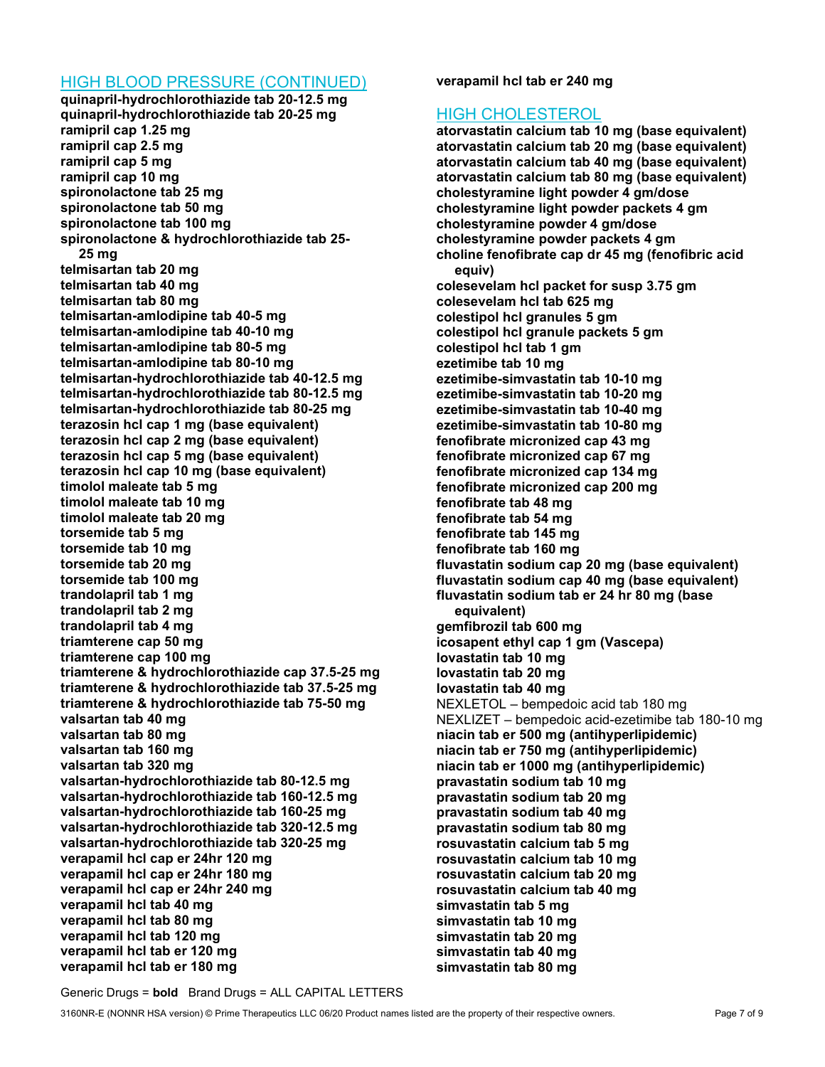## HIGH BLOOD PRESSURE (CONTINUED)

**quinapril-hydrochlorothiazide tab 20-12.5 mg**
**quinapril-hydrochlorothiazide tab 20-25 mg**
**ramipril cap 1.25 mg**
**ramipril cap 2.5 mg**
**ramipril cap 5 mg**
**ramipril cap 10 mg**
**spironolactone tab 25 mg**
**spironolactone tab 50 mg**
**spironolactone tab 100 mg**
**spironolactone & hydrochlorothiazide tab 25-25 mg**
**telmisartan tab 20 mg**
**telmisartan tab 40 mg**
**telmisartan tab 80 mg**
**telmisartan-amlodipine tab 40-5 mg**
**telmisartan-amlodipine tab 40-10 mg**
**telmisartan-amlodipine tab 80-5 mg**
**telmisartan-amlodipine tab 80-10 mg**
**telmisartan-hydrochlorothiazide tab 40-12.5 mg**
**telmisartan-hydrochlorothiazide tab 80-12.5 mg**
**telmisartan-hydrochlorothiazide tab 80-25 mg**
**terazosin hcl cap 1 mg (base equivalent)**
**terazosin hcl cap 2 mg (base equivalent)**
**terazosin hcl cap 5 mg (base equivalent)**
**terazosin hcl cap 10 mg (base equivalent)**
**timolol maleate tab 5 mg**
**timolol maleate tab 10 mg**
**timolol maleate tab 20 mg**
**torsemide tab 5 mg**
**torsemide tab 10 mg**
**torsemide tab 20 mg**
**torsemide tab 100 mg**
**trandolapril tab 1 mg**
**trandolapril tab 2 mg**
**trandolapril tab 4 mg**
**triamterene cap 50 mg**
**triamterene cap 100 mg**
**triamterene & hydrochlorothiazide cap 37.5-25 mg**
**triamterene & hydrochlorothiazide tab 37.5-25 mg**
**triamterene & hydrochlorothiazide tab 75-50 mg**
**valsartan tab 40 mg**
**valsartan tab 80 mg**
**valsartan tab 160 mg**
**valsartan tab 320 mg**
**valsartan-hydrochlorothiazide tab 80-12.5 mg**
**valsartan-hydrochlorothiazide tab 160-12.5 mg**
**valsartan-hydrochlorothiazide tab 160-25 mg**
**valsartan-hydrochlorothiazide tab 320-12.5 mg**
**valsartan-hydrochlorothiazide tab 320-25 mg**
**verapamil hcl cap er 24hr 120 mg**
**verapamil hcl cap er 24hr 180 mg**
**verapamil hcl cap er 24hr 240 mg**
**verapamil hcl tab 40 mg**
**verapamil hcl tab 80 mg**
**verapamil hcl tab 120 mg**
**verapamil hcl tab er 120 mg**
**verapamil hcl tab er 180 mg**
**verapamil hcl tab er 240 mg**

## HIGH CHOLESTEROL

**atorvastatin calcium tab 10 mg (base equivalent)**
**atorvastatin calcium tab 20 mg (base equivalent)**
**atorvastatin calcium tab 40 mg (base equivalent)**
**atorvastatin calcium tab 80 mg (base equivalent)**
**cholestyramine light powder 4 gm/dose**
**cholestyramine light powder packets 4 gm**
**cholestyramine powder 4 gm/dose**
**cholestyramine powder packets 4 gm**
**choline fenofibrate cap dr 45 mg (fenofibric acid equiv)**
**colesevelam hcl packet for susp 3.75 gm**
**colesevelam hcl tab 625 mg**
**colestipol hcl granules 5 gm**
**colestipol hcl granule packets 5 gm**
**colestipol hcl tab 1 gm**
**ezetimibe tab 10 mg**
**ezetimibe-simvastatin tab 10-10 mg**
**ezetimibe-simvastatin tab 10-20 mg**
**ezetimibe-simvastatin tab 10-40 mg**
**ezetimibe-simvastatin tab 10-80 mg**
**fenofibrate micronized cap 43 mg**
**fenofibrate micronized cap 67 mg**
**fenofibrate micronized cap 134 mg**
**fenofibrate micronized cap 200 mg**
**fenofibrate tab 48 mg**
**fenofibrate tab 54 mg**
**fenofibrate tab 145 mg**
**fenofibrate tab 160 mg**
**fluvastatin sodium cap 20 mg (base equivalent)**
**fluvastatin sodium cap 40 mg (base equivalent)**
**fluvastatin sodium tab er 24 hr 80 mg (base equivalent)**
**gemfibrozil tab 600 mg**
**icosapent ethyl cap 1 gm (Vascepa)**
**lovastatin tab 10 mg**
**lovastatin tab 20 mg**
**lovastatin tab 40 mg**
NEXLETOL – bempedoic acid tab 180 mg
NEXLIZET – bempedoic acid-ezetimibe tab 180-10 mg
**niacin tab er 500 mg (antihyperlipidemic)**
**niacin tab er 750 mg (antihyperlipidemic)**
**niacin tab er 1000 mg (antihyperlipidemic)**
**pravastatin sodium tab 10 mg**
**pravastatin sodium tab 20 mg**
**pravastatin sodium tab 40 mg**
**pravastatin sodium tab 80 mg**
**rosuvastatin calcium tab 5 mg**
**rosuvastatin calcium tab 10 mg**
**rosuvastatin calcium tab 20 mg**
**rosuvastatin calcium tab 40 mg**
**simvastatin tab 5 mg**
**simvastatin tab 10 mg**
**simvastatin tab 20 mg**
**simvastatin tab 40 mg**
**simvastatin tab 80 mg**

Generic Drugs = **bold** Brand Drugs = ALL CAPITAL LETTERS

3160NR-E (NONNR HSA version) © Prime Therapeutics LLC 06/20 Product names listed are the property of their respective owners.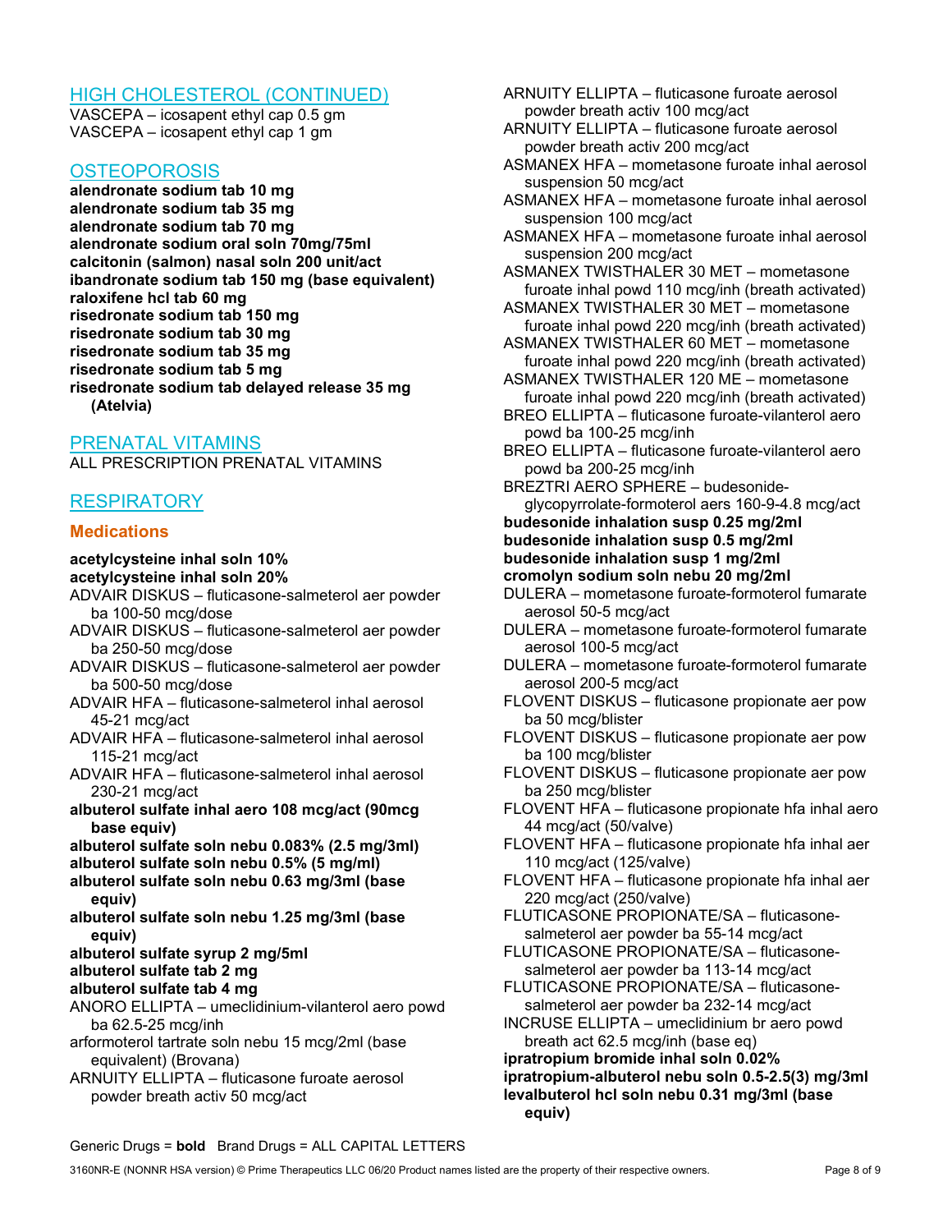## HIGH CHOLESTEROL (CONTINUED)

VASCEPA – icosapent ethyl cap 0.5 gm
VASCEPA – icosapent ethyl cap 1 gm

## OSTEOPOROSIS

**alendronate sodium tab 10 mg**
**alendronate sodium tab 35 mg**
**alendronate sodium tab 70 mg**
**alendronate sodium oral soln 70mg/75ml**
**calcitonin (salmon) nasal soln 200 unit/act**
**ibandronate sodium tab 150 mg (base equivalent)**
**raloxifene hcl tab 60 mg**
**risedronate sodium tab 150 mg**
**risedronate sodium tab 30 mg**
**risedronate sodium tab 35 mg**
**risedronate sodium tab 5 mg**
**risedronate sodium tab delayed release 35 mg (Atelvia)**

## PRENATAL VITAMINS

ALL PRESCRIPTION PRENATAL VITAMINS

## RESPIRATORY

### Medications

**acetylcysteine inhal soln 10%**
**acetylcysteine inhal soln 20%**
ADVAIR DISKUS – fluticasone-salmeterol aer powder ba 100-50 mcg/dose
ADVAIR DISKUS – fluticasone-salmeterol aer powder ba 250-50 mcg/dose
ADVAIR DISKUS – fluticasone-salmeterol aer powder ba 500-50 mcg/dose
ADVAIR HFA – fluticasone-salmeterol inhal aerosol 45-21 mcg/act
ADVAIR HFA – fluticasone-salmeterol inhal aerosol 115-21 mcg/act
ADVAIR HFA – fluticasone-salmeterol inhal aerosol 230-21 mcg/act
**albuterol sulfate inhal aero 108 mcg/act (90mcg base equiv)**
**albuterol sulfate soln nebu 0.083% (2.5 mg/3ml)**
**albuterol sulfate soln nebu 0.5% (5 mg/ml)**
**albuterol sulfate soln nebu 0.63 mg/3ml (base equiv)**
**albuterol sulfate soln nebu 1.25 mg/3ml (base equiv)**
**albuterol sulfate syrup 2 mg/5ml**
**albuterol sulfate tab 2 mg**
**albuterol sulfate tab 4 mg**
ANORO ELLIPTA – umeclidinium-vilanterol aero powd ba 62.5-25 mcg/inh
arformoterol tartrate soln nebu 15 mcg/2ml (base equivalent) (Brovana)
ARNUITY ELLIPTA – fluticasone furoate aerosol powder breath activ 50 mcg/act
ARNUITY ELLIPTA – fluticasone furoate aerosol powder breath activ 100 mcg/act
ARNUITY ELLIPTA – fluticasone furoate aerosol powder breath activ 200 mcg/act
ASMANEX HFA – mometasone furoate inhal aerosol suspension 50 mcg/act
ASMANEX HFA – mometasone furoate inhal aerosol suspension 100 mcg/act
ASMANEX HFA – mometasone furoate inhal aerosol suspension 200 mcg/act
ASMANEX TWISTHALER 30 MET – mometasone furoate inhal powd 110 mcg/inh (breath activated)
ASMANEX TWISTHALER 30 MET – mometasone furoate inhal powd 220 mcg/inh (breath activated)
ASMANEX TWISTHALER 60 MET – mometasone furoate inhal powd 220 mcg/inh (breath activated)
ASMANEX TWISTHALER 120 ME – mometasone furoate inhal powd 220 mcg/inh (breath activated)
BREO ELLIPTA – fluticasone furoate-vilanterol aero powd ba 100-25 mcg/inh
BREO ELLIPTA – fluticasone furoate-vilanterol aero powd ba 200-25 mcg/inh
BREZTRI AERO SPHERE – budesonide-glycopyrrolate-formoterol aers 160-9-4.8 mcg/act
**budesonide inhalation susp 0.25 mg/2ml**
**budesonide inhalation susp 0.5 mg/2ml**
**budesonide inhalation susp 1 mg/2ml**
**cromolyn sodium soln nebu 20 mg/2ml**
DULERA – mometasone furoate-formoterol fumarate aerosol 50-5 mcg/act
DULERA – mometasone furoate-formoterol fumarate aerosol 100-5 mcg/act
DULERA – mometasone furoate-formoterol fumarate aerosol 200-5 mcg/act
FLOVENT DISKUS – fluticasone propionate aer pow ba 50 mcg/blister
FLOVENT DISKUS – fluticasone propionate aer pow ba 100 mcg/blister
FLOVENT DISKUS – fluticasone propionate aer pow ba 250 mcg/blister
FLOVENT HFA – fluticasone propionate hfa inhal aero 44 mcg/act (50/valve)
FLOVENT HFA – fluticasone propionate hfa inhal aer 110 mcg/act (125/valve)
FLOVENT HFA – fluticasone propionate hfa inhal aer 220 mcg/act (250/valve)
FLUTICASONE PROPIONATE/SA – fluticasone-salmeterol aer powder ba 55-14 mcg/act
FLUTICASONE PROPIONATE/SA – fluticasone-salmeterol aer powder ba 113-14 mcg/act
FLUTICASONE PROPIONATE/SA – fluticasone-salmeterol aer powder ba 232-14 mcg/act
INCRUSE ELLIPTA – umeclidinium br aero powd breath act 62.5 mcg/inh (base eq)
**ipratropium bromide inhal soln 0.02%**
**ipratropium-albuterol nebu soln 0.5-2.5(3) mg/3ml**
**levalbuterol hcl soln nebu 0.31 mg/3ml (base equiv)**

Generic Drugs = **bold** Brand Drugs = ALL CAPITAL LETTERS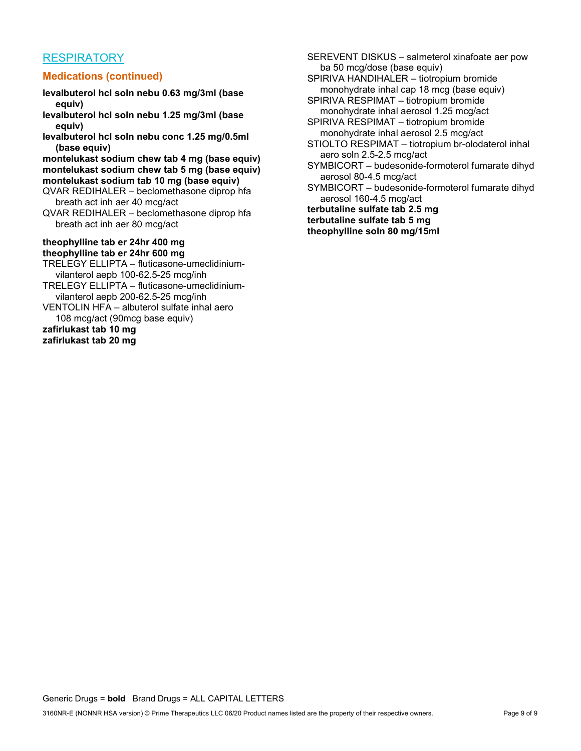## RESPIRATORY

### Medications (continued)

**levalbuterol hcl soln nebu 0.63 mg/3ml (base equiv)**
**levalbuterol hcl soln nebu 1.25 mg/3ml (base equiv)**
**levalbuterol hcl soln nebu conc 1.25 mg/0.5ml (base equiv)**
**montelukast sodium chew tab 4 mg (base equiv)**
**montelukast sodium chew tab 5 mg (base equiv)**
**montelukast sodium tab 10 mg (base equiv)**
QVAR REDIHALER – beclomethasone diprop hfa breath act inh aer 40 mcg/act
QVAR REDIHALER – beclomethasone diprop hfa breath act inh aer 80 mcg/act
SEREVENT DISKUS – salmeterol xinafoate aer pow ba 50 mcg/dose (base equiv)
SPIRIVA HANDIHALER – tiotropium bromide monohydrate inhal cap 18 mcg (base equiv)
SPIRIVA RESPIMAT – tiotropium bromide monohydrate inhal aerosol 1.25 mcg/act
SPIRIVA RESPIMAT – tiotropium bromide monohydrate inhal aerosol 2.5 mcg/act
STIOLTO RESPIMAT – tiotropium br-olodaterol inhal aero soln 2.5-2.5 mcg/act
SYMBICORT – budesonide-formoterol fumarate dihyd aerosol 80-4.5 mcg/act
SYMBICORT – budesonide-formoterol fumarate dihyd aerosol 160-4.5 mcg/act
**terbutaline sulfate tab 2.5 mg**
**terbutaline sulfate tab 5 mg**
**theophylline soln 80 mg/15ml**
**theophylline tab er 24hr 400 mg**
**theophylline tab er 24hr 600 mg**
TRELEGY ELLIPTA – fluticasone-umeclidinium-vilanterol aepb 100-62.5-25 mcg/inh
TRELEGY ELLIPTA – fluticasone-umeclidinium-vilanterol aepb 200-62.5-25 mcg/inh
VENTOLIN HFA – albuterol sulfate inhal aero 108 mcg/act (90mcg base equiv)
**zafirlukast tab 10 mg**
**zafirlukast tab 20 mg**

Generic Drugs = **bold** Brand Drugs = ALL CAPITAL LETTERS

3160NR-E (NONNR HSA version) © Prime Therapeutics LLC 06/20 Product names listed are the property of their respective owners.